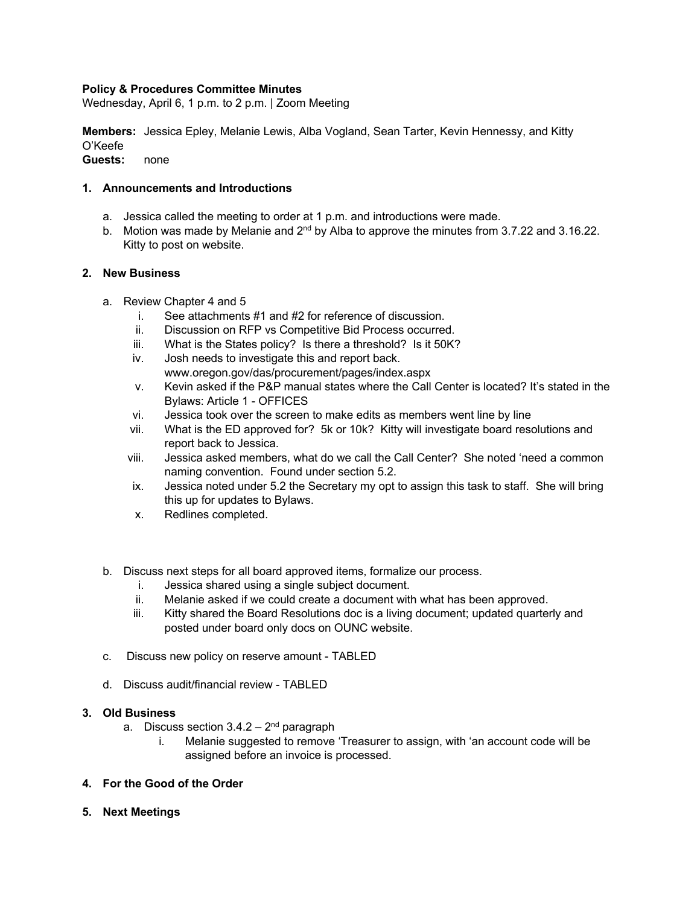**Policy & Procedures Committee Minutes**
Wednesday, April 6, 1 p.m. to 2 p.m. | Zoom Meeting

**Members:** Jessica Epley, Melanie Lewis, Alba Vogland, Sean Tarter, Kevin Hennessy, and Kitty O'Keefe
**Guests:** none

1. **Announcements and Introductions**

   a. Jessica called the meeting to order at 1 p.m. and introductions were made.
   b. Motion was made by Melanie and 2nd by Alba to approve the minutes from 3.7.22 and 3.16.22. Kitty to post on website.

2. **New Business**

   a. Review Chapter 4 and 5
      i. See attachments #1 and #2 for reference of discussion.
      ii. Discussion on RFP vs Competitive Bid Process occurred.
      iii. What is the States policy? Is there a threshold? Is it 50K?
      iv. Josh needs to investigate this and report back. www.oregon.gov/das/procurement/pages/index.aspx
      v. Kevin asked if the P&P manual states where the Call Center is located? It's stated in the Bylaws: Article 1 - OFFICES
      vi. Jessica took over the screen to make edits as members went line by line
      vii. What is the ED approved for? 5k or 10k? Kitty will investigate board resolutions and report back to Jessica.
      viii. Jessica asked members, what do we call the Call Center? She noted 'need a common naming convention. Found under section 5.2.
      ix. Jessica noted under 5.2 the Secretary my opt to assign this task to staff. She will bring this up for updates to Bylaws.
      x. Redlines completed.

   b. Discuss next steps for all board approved items, formalize our process.
      i. Jessica shared using a single subject document.
      ii. Melanie asked if we could create a document with what has been approved.
      iii. Kitty shared the Board Resolutions doc is a living document; updated quarterly and posted under board only docs on OUNC website.

   c. Discuss new policy on reserve amount - TABLED

   d. Discuss audit/financial review - TABLED

3. **Old Business**
   a. Discuss section 3.4.2 – 2nd paragraph
      i. Melanie suggested to remove 'Treasurer to assign, with 'an account code will be assigned before an invoice is processed.

4. **For the Good of the Order**

5. **Next Meetings**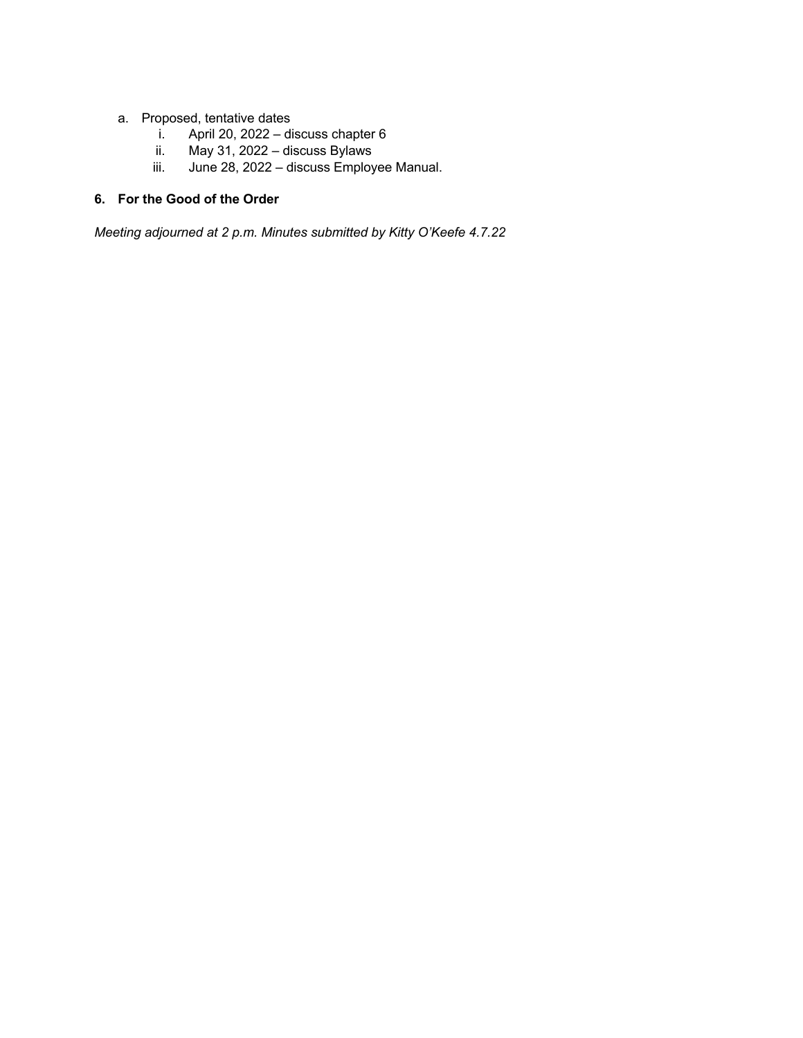a. Proposed, tentative dates
    i. April 20, 2022 – discuss chapter 6
    ii. May 31, 2022 – discuss Bylaws
    iii. June 28, 2022 – discuss Employee Manual.

**6. For the Good of the Order**

*Meeting adjourned at 2 p.m. Minutes submitted by Kitty O'Keefe 4.7.22*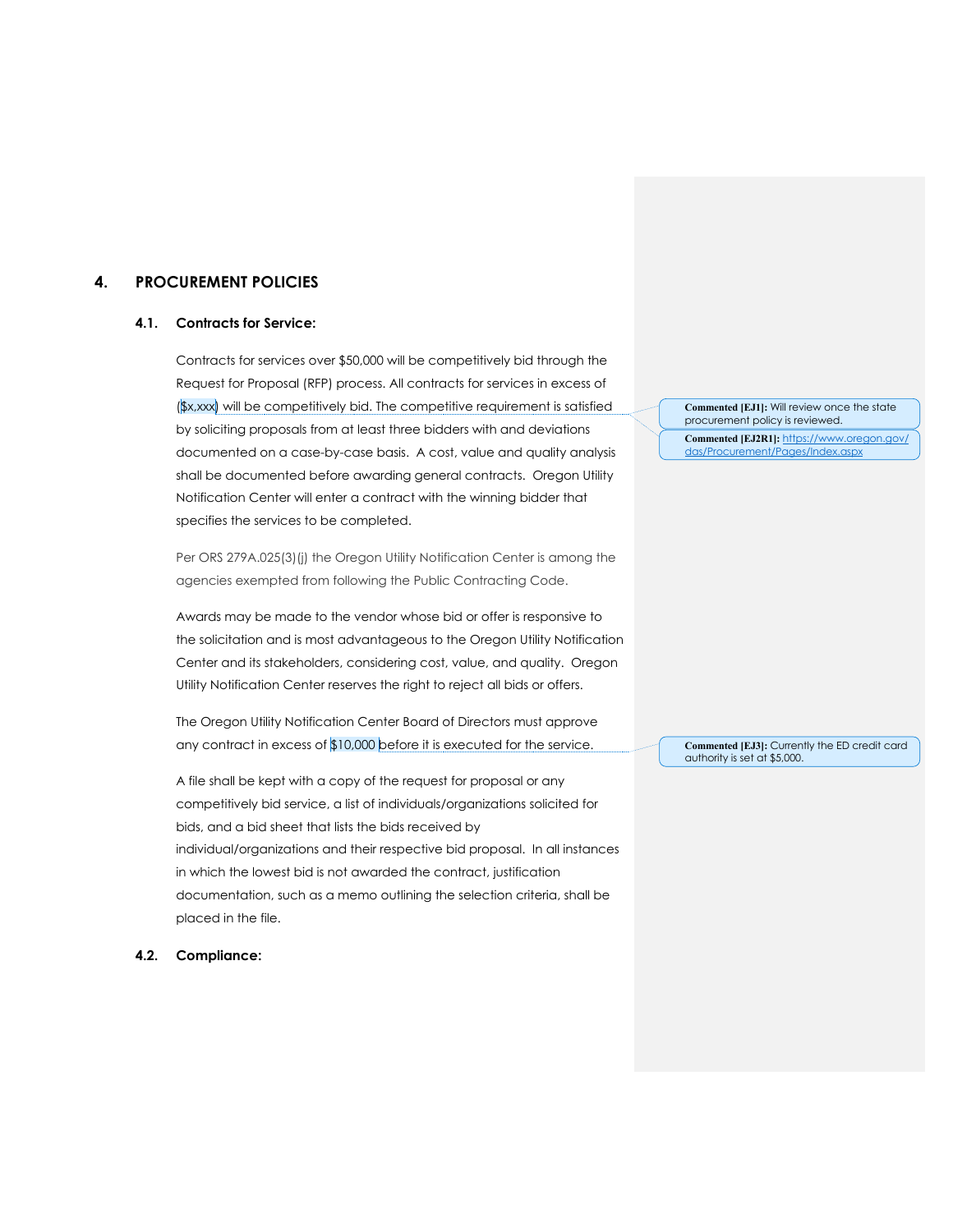## 4. PROCUREMENT POLICIES

### 4.1. Contracts for Service:

Contracts for services over $50,000 will be competitively bid through the Request for Proposal (RFP) process. All contracts for services in excess of ($x,xxx) will be competitively bid. The competitive requirement is satisfied by soliciting proposals from at least three bidders with and deviations documented on a case-by-case basis. A cost, value and quality analysis shall be documented before awarding general contracts. Oregon Utility Notification Center will enter a contract with the winning bidder that specifies the services to be completed.

Per ORS 279A.025(3)(j) the Oregon Utility Notification Center is among the agencies exempted from following the Public Contracting Code.

Awards may be made to the vendor whose bid or offer is responsive to the solicitation and is most advantageous to the Oregon Utility Notification Center and its stakeholders, considering cost, value, and quality. Oregon Utility Notification Center reserves the right to reject all bids or offers.

The Oregon Utility Notification Center Board of Directors must approve any contract in excess of $10,000 before it is executed for the service.

A file shall be kept with a copy of the request for proposal or any competitively bid service, a list of individuals/organizations solicited for bids, and a bid sheet that lists the bids received by individual/organizations and their respective bid proposal. In all instances in which the lowest bid is not awarded the contract, justification documentation, such as a memo outlining the selection criteria, shall be placed in the file.

**Commented [EJ1]:** Will review once the state procurement policy is reviewed.

**Commented [EJ2R1]:** https://www.oregon.gov/das/Procurement/Pages/Index.aspx

**Commented [EJ3]:** Currently the ED credit card authority is set at $5,000.

### 4.2. Compliance: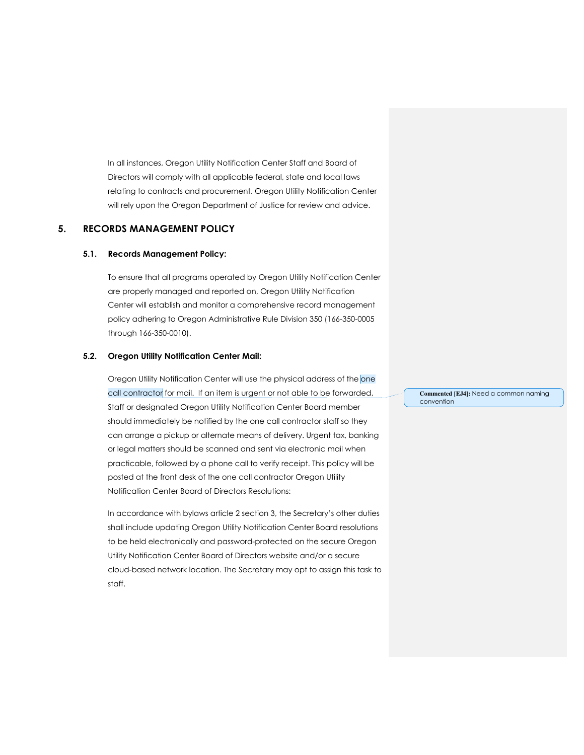In all instances, Oregon Utility Notification Center Staff and Board of Directors will comply with all applicable federal, state and local laws relating to contracts and procurement. Oregon Utility Notification Center will rely upon the Oregon Department of Justice for review and advice.

## 5. RECORDS MANAGEMENT POLICY

### 5.1. Records Management Policy:

To ensure that all programs operated by Oregon Utility Notification Center are properly managed and reported on, Oregon Utility Notification Center will establish and monitor a comprehensive record management policy adhering to Oregon Administrative Rule Division 350 (166-350-0005 through 166-350-0010).

### 5.2. Oregon Utility Notification Center Mail:

Oregon Utility Notification Center will use the physical address of the one call contractor for mail. If an item is urgent or not able to be forwarded, Staff or designated Oregon Utility Notification Center Board member should immediately be notified by the one call contractor staff so they can arrange a pickup or alternate means of delivery. Urgent tax, banking or legal matters should be scanned and sent via electronic mail when practicable, followed by a phone call to verify receipt. This policy will be posted at the front desk of the one call contractor Oregon Utility Notification Center Board of Directors Resolutions:

In accordance with bylaws article 2 section 3, the Secretary's other duties shall include updating Oregon Utility Notification Center Board resolutions to be held electronically and password-protected on the secure Oregon Utility Notification Center Board of Directors website and/or a secure cloud-based network location. The Secretary may opt to assign this task to staff.

**Commented [EJ4]:** Need a common naming convention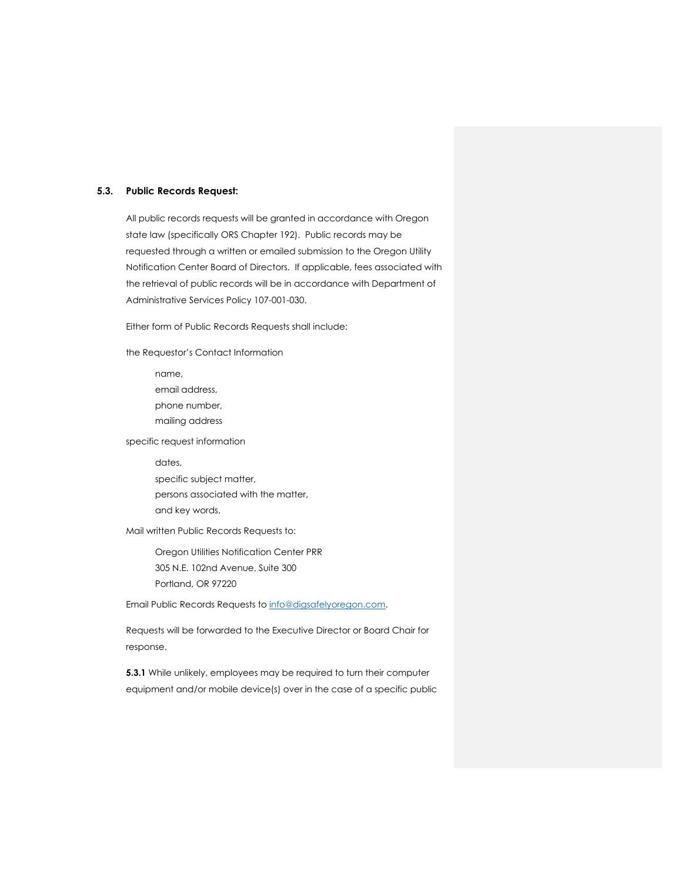### 5.3. Public Records Request:

All public records requests will be granted in accordance with Oregon state law (specifically ORS Chapter 192). Public records may be requested through a written or emailed submission to the Oregon Utility Notification Center Board of Directors. If applicable, fees associated with the retrieval of public records will be in accordance with Department of Administrative Services Policy 107-001-030.

Either form of Public Records Requests shall include:

the Requestor's Contact Information

- name,
- email address,
- phone number,
- mailing address

specific request information

- dates,
- specific subject matter,
- persons associated with the matter,
- and key words,

Mail written Public Records Requests to:

Oregon Utilities Notification Center PRR
305 N.E. 102nd Avenue, Suite 300
Portland, OR 97220

Email Public Records Requests to [info@digsafelyoregon.com](mailto:info@digsafelyoregon.com).

Requests will be forwarded to the Executive Director or Board Chair for response.

**5.3.1** While unlikely, employees may be required to turn their computer equipment and/or mobile device(s) over in the case of a specific public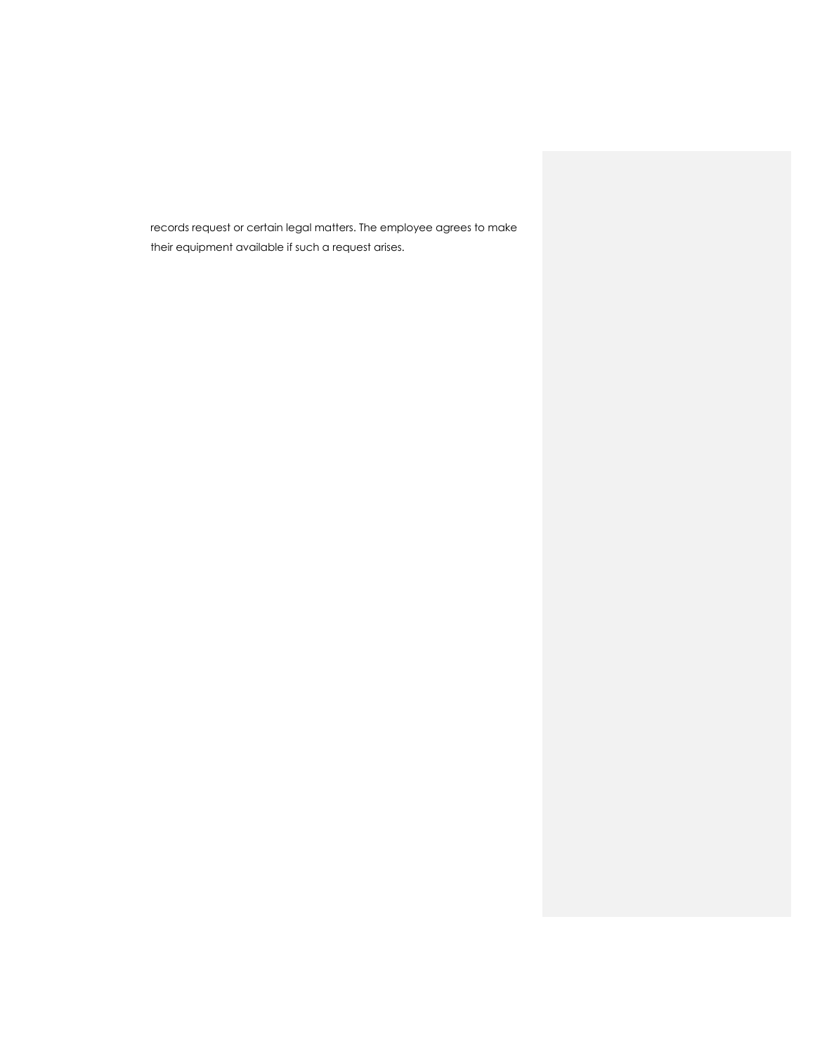records request or certain legal matters. The employee agrees to make their equipment available if such a request arises.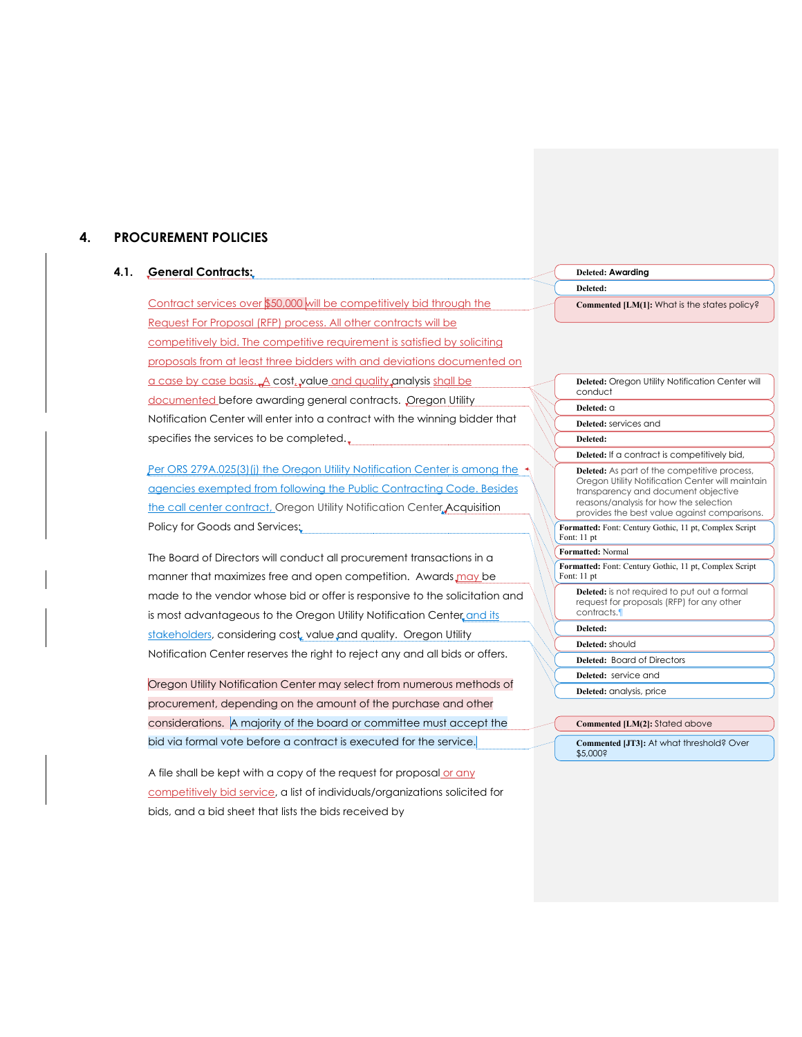# 4. PROCUREMENT POLICIES

## 4.1. General Contracts:

Contract services over $50,000 will be competitively bid through the Request For Proposal (RFP) process. All other contracts will be competitively bid. The competitive requirement is satisfied by soliciting proposals from at least three bidders with and deviations documented on a case by case basis. A cost, value and quality analysis shall be documented before awarding general contracts. Oregon Utility Notification Center will enter into a contract with the winning bidder that specifies the services to be completed.

Per ORS 279A.025(3)(j) the Oregon Utility Notification Center is among the agencies exempted from following the Public Contracting Code. Besides the call center contract, Oregon Utility Notification Center Acquisition Policy for Goods and Services:

The Board of Directors will conduct all procurement transactions in a manner that maximizes free and open competition. Awards may be made to the vendor whose bid or offer is responsive to the solicitation and is most advantageous to the Oregon Utility Notification Center and its stakeholders, considering cost, value and quality. Oregon Utility Notification Center reserves the right to reject any and all bids or offers.

Oregon Utility Notification Center may select from numerous methods of procurement, depending on the amount of the purchase and other considerations. A majority of the board or committee must accept the bid via formal vote before a contract is executed for the service.

A file shall be kept with a copy of the request for proposal or any competitively bid service, a list of individuals/organizations solicited for bids, and a bid sheet that lists the bids received by

Deleted: Awarding

Deleted:

Commented [LM(1]: What is the states policy?

Deleted: Oregon Utility Notification Center will conduct

Deleted: a

Deleted: services and

Deleted:

Deleted: If a contract is competitively bid,

Deleted: As part of the competitive process, Oregon Utility Notification Center will maintain transparency and document objective reasons/analysis for how the selection provides the best value against comparisons.

Formatted: Font: Century Gothic, 11 pt, Complex Script Font: 11 pt

Formatted: Normal

Formatted: Font: Century Gothic, 11 pt, Complex Script Font: 11 pt

Deleted: is not required to put out a formal request for proposals (RFP) for any other contracts.¶

Deleted:

Deleted: should

Deleted: Board of Directors

Deleted: service and

Deleted: analysis, price

Commented [LM(2]: Stated above

Commented [JT3]: At what threshold? Over $5,000?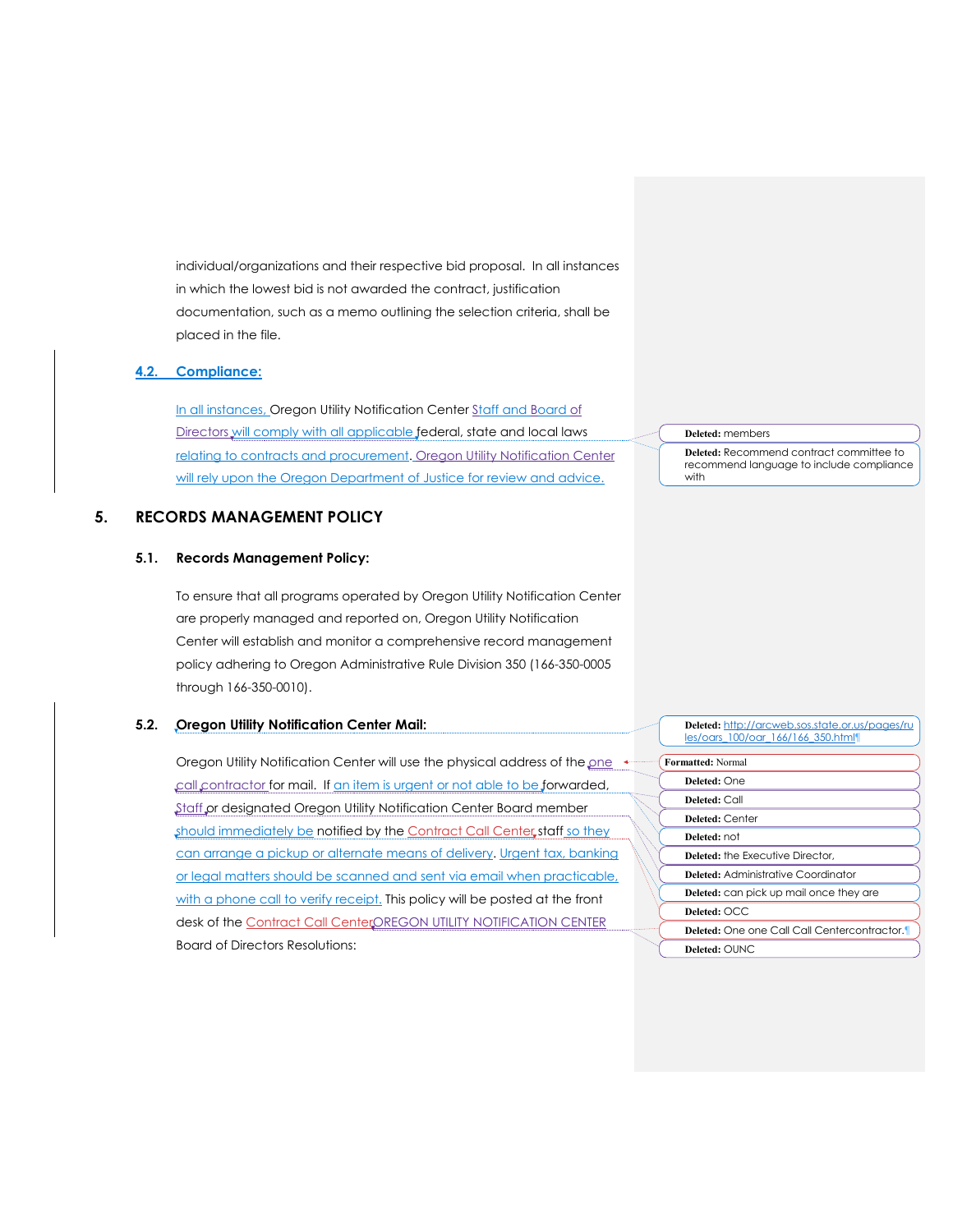individual/organizations and their respective bid proposal. In all instances in which the lowest bid is not awarded the contract, justification documentation, such as a memo outlining the selection criteria, shall be placed in the file.

### 4.2. Compliance:

In all instances, Oregon Utility Notification Center Staff and Board of Directors will comply with all applicable federal, state and local laws relating to contracts and procurement. Oregon Utility Notification Center will rely upon the Oregon Department of Justice for review and advice.

Deleted: members

Deleted: Recommend contract committee to recommend language to include compliance with

## 5. RECORDS MANAGEMENT POLICY

### 5.1. Records Management Policy:

To ensure that all programs operated by Oregon Utility Notification Center are properly managed and reported on, Oregon Utility Notification Center will establish and monitor a comprehensive record management policy adhering to Oregon Administrative Rule Division 350 (166-350-0005 through 166-350-0010).

### 5.2. Oregon Utility Notification Center Mail:

Deleted: http://arcweb.sos.state.or.us/pages/rules/oars_100/oar_166/166_350.html

Oregon Utility Notification Center will use the physical address of the one call contractor for mail. If an item is urgent or not able to be forwarded, Staff or designated Oregon Utility Notification Center Board member should immediately be notified by the Contract Call Center staff so they can arrange a pickup or alternate means of delivery. Urgent tax, banking or legal matters should be scanned and sent via email when practicable, with a phone call to verify receipt. This policy will be posted at the front desk of the Contract Call CenterOREGON UTILITY NOTIFICATION CENTER Board of Directors Resolutions:

Formatted: Normal

Deleted: One

Deleted: Call

Deleted: Center

Deleted: not

Deleted: the Executive Director,

Deleted: Administrative Coordinator

Deleted: can pick up mail once they are

Deleted: OCC

Deleted: One one Call Call Centercontractor.

Deleted: OUNC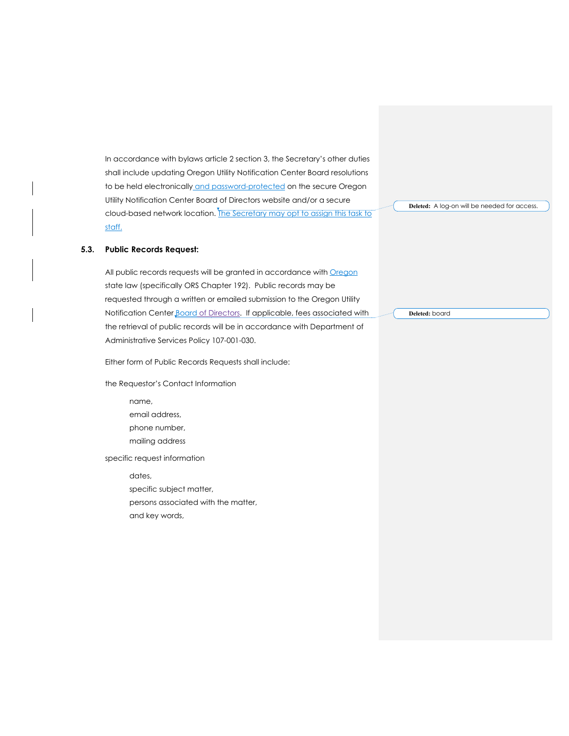In accordance with bylaws article 2 section 3, the Secretary's other duties shall include updating Oregon Utility Notification Center Board resolutions to be held electronically and password-protected on the secure Oregon Utility Notification Center Board of Directors website and/or a secure cloud-based network location. The Secretary may opt to assign this task to staff.

Deleted: A log-on will be needed for access.

### 5.3. Public Records Request:

All public records requests will be granted in accordance with Oregon state law (specifically ORS Chapter 192). Public records may be requested through a written or emailed submission to the Oregon Utility Notification Center Board of Directors. If applicable, fees associated with the retrieval of public records will be in accordance with Department of Administrative Services Policy 107-001-030.

Deleted: board

Either form of Public Records Requests shall include:

the Requestor's Contact Information

- name,
- email address,
- phone number,
- mailing address

specific request information

- dates,
- specific subject matter,
- persons associated with the matter,
- and key words,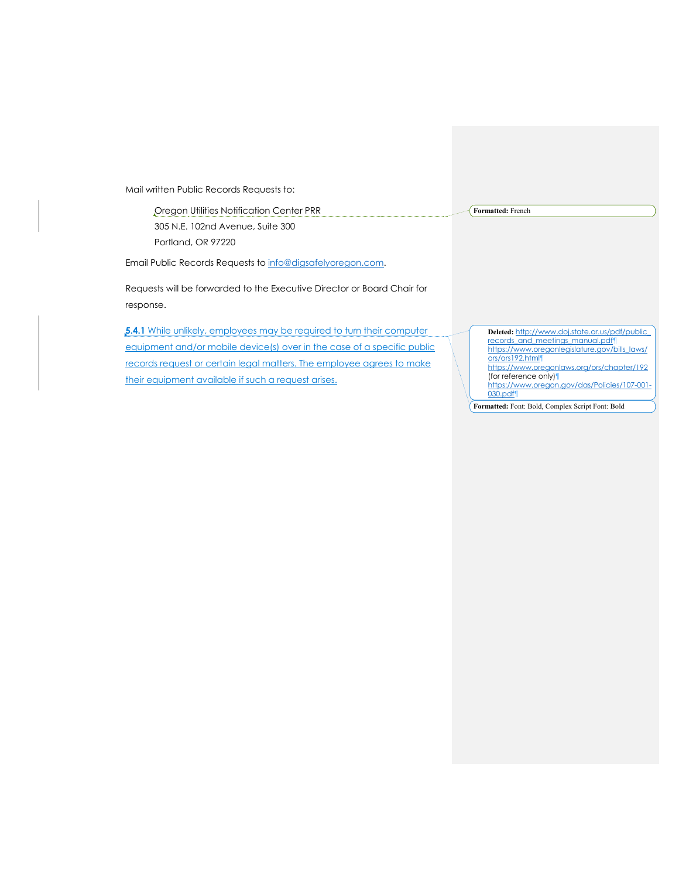Mail written Public Records Requests to:

Oregon Utilities Notification Center PRR
305 N.E. 102nd Avenue, Suite 300
Portland, OR 97220

Email Public Records Requests to info@digsafelyoregon.com.

Requests will be forwarded to the Executive Director or Board Chair for response.

**5.4.1** While unlikely, employees may be required to turn their computer equipment and/or mobile device(s) over in the case of a specific public records request or certain legal matters. The employee agrees to make their equipment available if such a request arises.